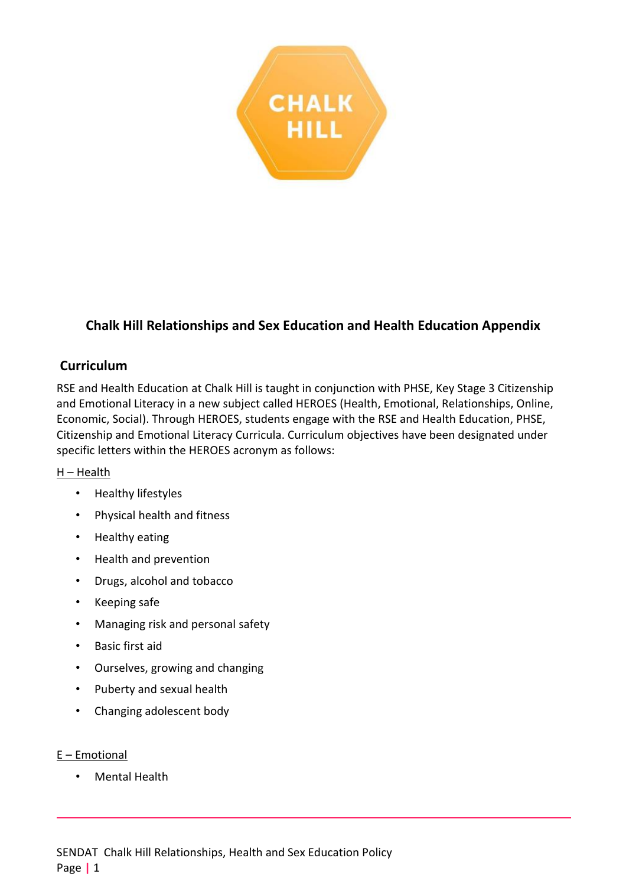# Chalk Hill Relationships and Sex Education and Health Education Appendix

## Curriculum

RSE and Health Education at Chalk Hill is taught in conjunction with PHSE, Key Stage 3 Citizenship and Emotional Literacy in a new subject called HEROES (Health, Emotional, Relationships, Online, Economic, Social). Through HEROES, students engage with the RSE and Health Education, PHSE, Citizenship and Emotional Literacy Curricula. Curriculum objectives have been designated under specific letters within the HEROES acronym as follows:

H – Health

- Healthy lifestyles
- Physical health and fitness
- Healthy eating
- Health and prevention
- Drugs, alcohol and tobacco
- Keeping safe
- Managing risk and personal safety
- Basic first aid
- Ourselves, growing and changing
- Puberty and sexual health
- Changing adolescent body

E – Emotional

- Mental Health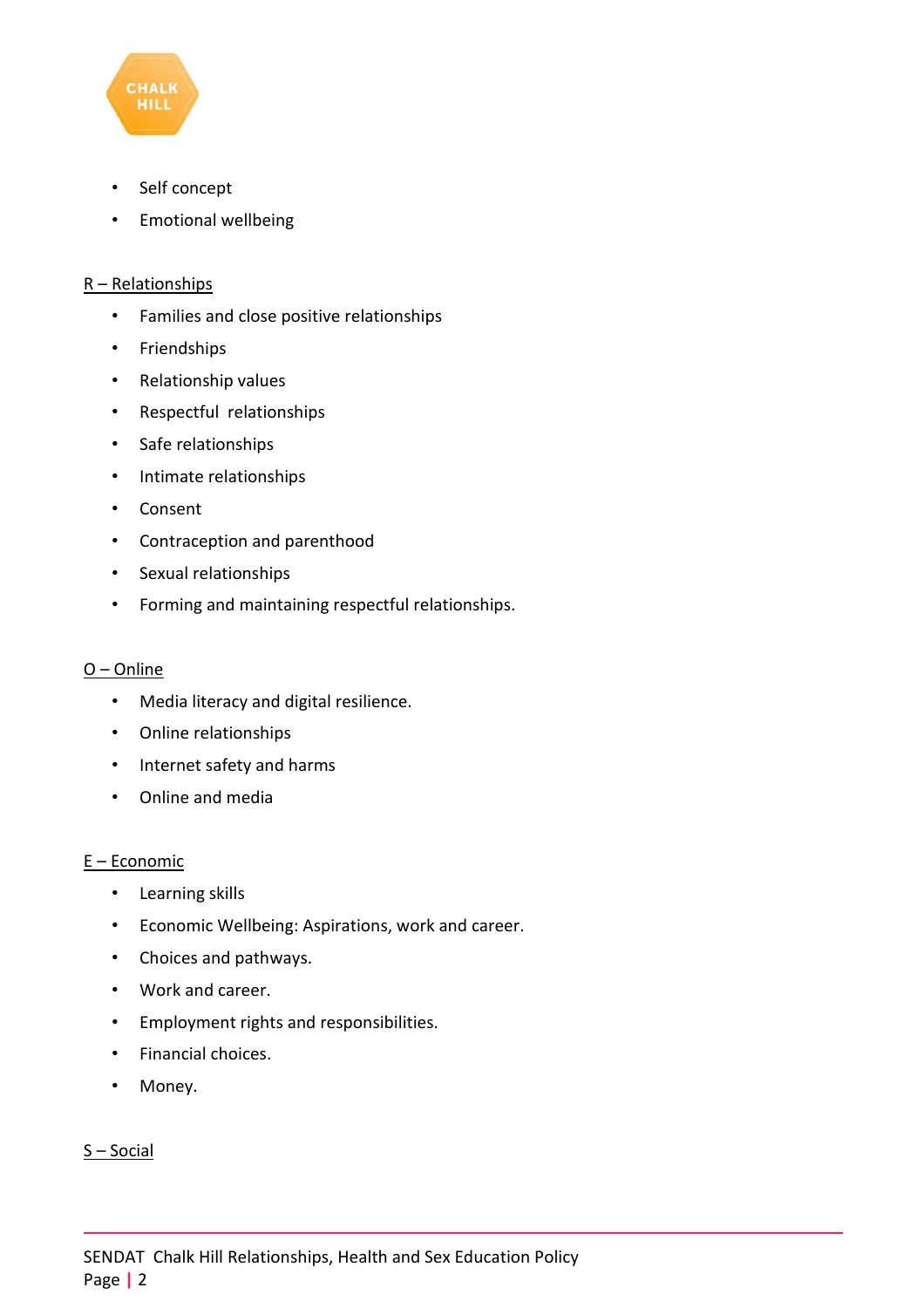- Self concept
- Emotional wellbeing

R – Relationships

- Families and close positive relationships
- Friendships
- Relationship values
- Respectful relationships
- Safe relationships
- Intimate relationships
- Consent
- Contraception and parenthood
- Sexual relationships
- Forming and maintaining respectful relationships.

O – Online

- Media literacy and digital resilience.
- Online relationships
- Internet safety and harms
- Online and media

E – Economic

- Learning skills
- Economic Wellbeing: Aspirations, work and career.
- Choices and pathways.
- Work and career.
- Employment rights and responsibilities.
- Financial choices.
- Money.

S – Social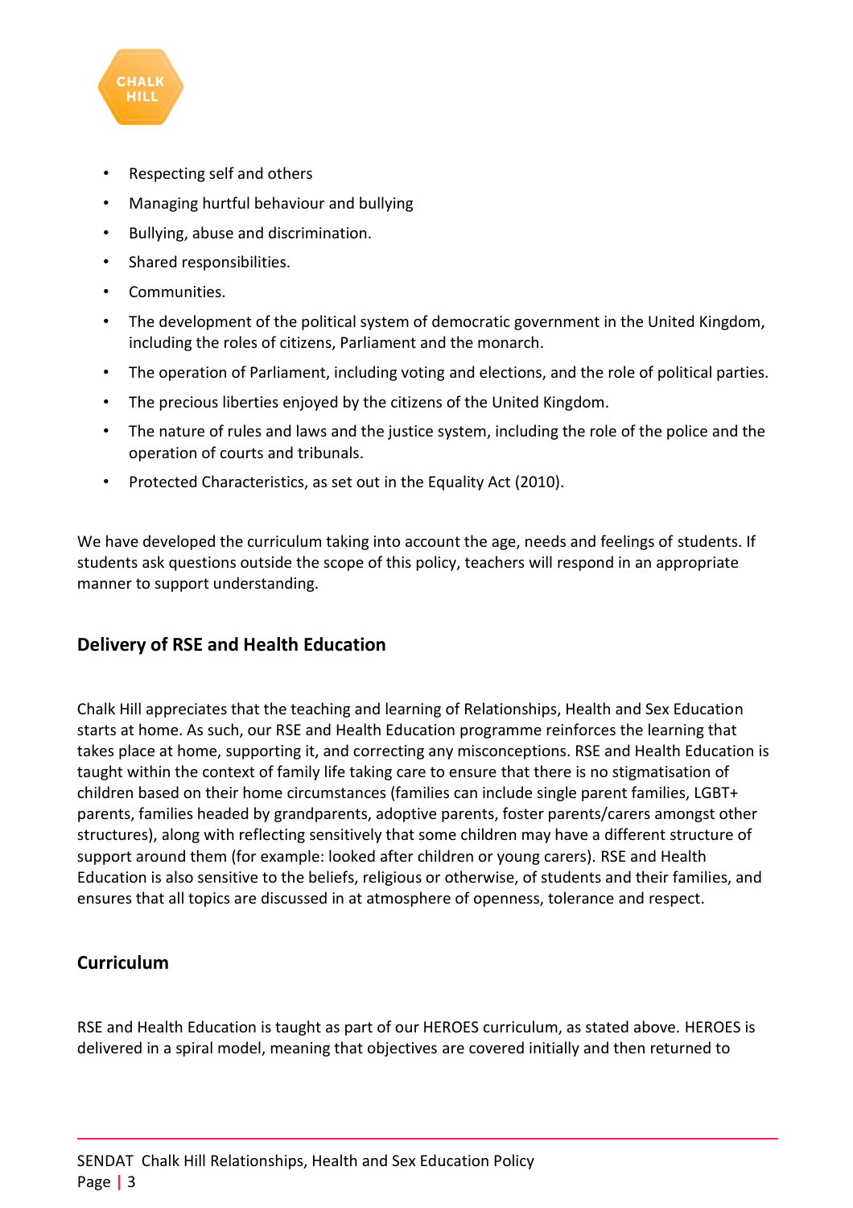- Respecting self and others
- Managing hurtful behaviour and bullying
- Bullying, abuse and discrimination.
- Shared responsibilities.
- Communities.
- The development of the political system of democratic government in the United Kingdom, including the roles of citizens, Parliament and the monarch.
- The operation of Parliament, including voting and elections, and the role of political parties.
- The precious liberties enjoyed by the citizens of the United Kingdom.
- The nature of rules and laws and the justice system, including the role of the police and the operation of courts and tribunals.
- Protected Characteristics, as set out in the Equality Act (2010).

We have developed the curriculum taking into account the age, needs and feelings of students. If students ask questions outside the scope of this policy, teachers will respond in an appropriate manner to support understanding.

## Delivery of RSE and Health Education

Chalk Hill appreciates that the teaching and learning of Relationships, Health and Sex Education starts at home. As such, our RSE and Health Education programme reinforces the learning that takes place at home, supporting it, and correcting any misconceptions. RSE and Health Education is taught within the context of family life taking care to ensure that there is no stigmatisation of children based on their home circumstances (families can include single parent families, LGBT+ parents, families headed by grandparents, adoptive parents, foster parents/carers amongst other structures), along with reflecting sensitively that some children may have a different structure of support around them (for example: looked after children or young carers). RSE and Health Education is also sensitive to the beliefs, religious or otherwise, of students and their families, and ensures that all topics are discussed in at atmosphere of openness, tolerance and respect.

## Curriculum

RSE and Health Education is taught as part of our HEROES curriculum, as stated above. HEROES is delivered in a spiral model, meaning that objectives are covered initially and then returned to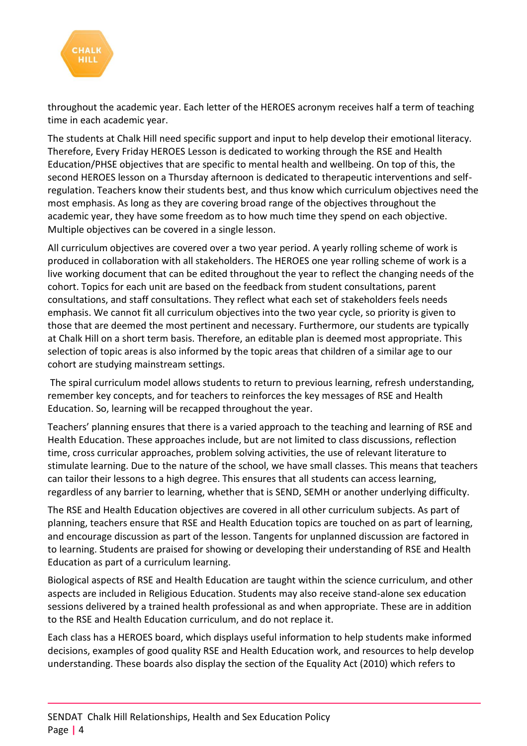throughout the academic year. Each letter of the HEROES acronym receives half a term of teaching time in each academic year.

The students at Chalk Hill need specific support and input to help develop their emotional literacy. Therefore, Every Friday HEROES Lesson is dedicated to working through the RSE and Health Education/PHSE objectives that are specific to mental health and wellbeing. On top of this, the second HEROES lesson on a Thursday afternoon is dedicated to therapeutic interventions and self-regulation. Teachers know their students best, and thus know which curriculum objectives need the most emphasis. As long as they are covering broad range of the objectives throughout the academic year, they have some freedom as to how much time they spend on each objective. Multiple objectives can be covered in a single lesson.

All curriculum objectives are covered over a two year period. A yearly rolling scheme of work is produced in collaboration with all stakeholders. The HEROES one year rolling scheme of work is a live working document that can be edited throughout the year to reflect the changing needs of the cohort. Topics for each unit are based on the feedback from student consultations, parent consultations, and staff consultations. They reflect what each set of stakeholders feels needs emphasis. We cannot fit all curriculum objectives into the two year cycle, so priority is given to those that are deemed the most pertinent and necessary. Furthermore, our students are typically at Chalk Hill on a short term basis. Therefore, an editable plan is deemed most appropriate. This selection of topic areas is also informed by the topic areas that children of a similar age to our cohort are studying mainstream settings.

The spiral curriculum model allows students to return to previous learning, refresh understanding, remember key concepts, and for teachers to reinforces the key messages of RSE and Health Education. So, learning will be recapped throughout the year.

Teachers' planning ensures that there is a varied approach to the teaching and learning of RSE and Health Education. These approaches include, but are not limited to class discussions, reflection time, cross curricular approaches, problem solving activities, the use of relevant literature to stimulate learning. Due to the nature of the school, we have small classes. This means that teachers can tailor their lessons to a high degree. This ensures that all students can access learning, regardless of any barrier to learning, whether that is SEND, SEMH or another underlying difficulty.

The RSE and Health Education objectives are covered in all other curriculum subjects. As part of planning, teachers ensure that RSE and Health Education topics are touched on as part of learning, and encourage discussion as part of the lesson. Tangents for unplanned discussion are factored in to learning. Students are praised for showing or developing their understanding of RSE and Health Education as part of a curriculum learning.

Biological aspects of RSE and Health Education are taught within the science curriculum, and other aspects are included in Religious Education. Students may also receive stand-alone sex education sessions delivered by a trained health professional as and when appropriate. These are in addition to the RSE and Health Education curriculum, and do not replace it.

Each class has a HEROES board, which displays useful information to help students make informed decisions, examples of good quality RSE and Health Education work, and resources to help develop understanding. These boards also display the section of the Equality Act (2010) which refers to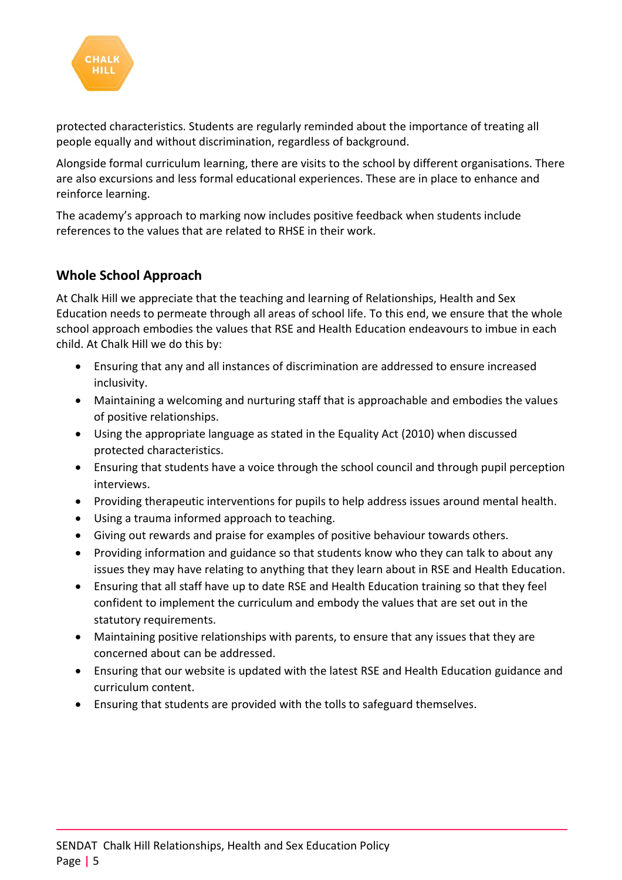protected characteristics. Students are regularly reminded about the importance of treating all people equally and without discrimination, regardless of background.

Alongside formal curriculum learning, there are visits to the school by different organisations. There are also excursions and less formal educational experiences. These are in place to enhance and reinforce learning.

The academy's approach to marking now includes positive feedback when students include references to the values that are related to RHSE in their work.

## Whole School Approach

At Chalk Hill we appreciate that the teaching and learning of Relationships, Health and Sex Education needs to permeate through all areas of school life. To this end, we ensure that the whole school approach embodies the values that RSE and Health Education endeavours to imbue in each child. At Chalk Hill we do this by:

- Ensuring that any and all instances of discrimination are addressed to ensure increased inclusivity.
- Maintaining a welcoming and nurturing staff that is approachable and embodies the values of positive relationships.
- Using the appropriate language as stated in the Equality Act (2010) when discussed protected characteristics.
- Ensuring that students have a voice through the school council and through pupil perception interviews.
- Providing therapeutic interventions for pupils to help address issues around mental health.
- Using a trauma informed approach to teaching.
- Giving out rewards and praise for examples of positive behaviour towards others.
- Providing information and guidance so that students know who they can talk to about any issues they may have relating to anything that they learn about in RSE and Health Education.
- Ensuring that all staff have up to date RSE and Health Education training so that they feel confident to implement the curriculum and embody the values that are set out in the statutory requirements.
- Maintaining positive relationships with parents, to ensure that any issues that they are concerned about can be addressed.
- Ensuring that our website is updated with the latest RSE and Health Education guidance and curriculum content.
- Ensuring that students are provided with the tolls to safeguard themselves.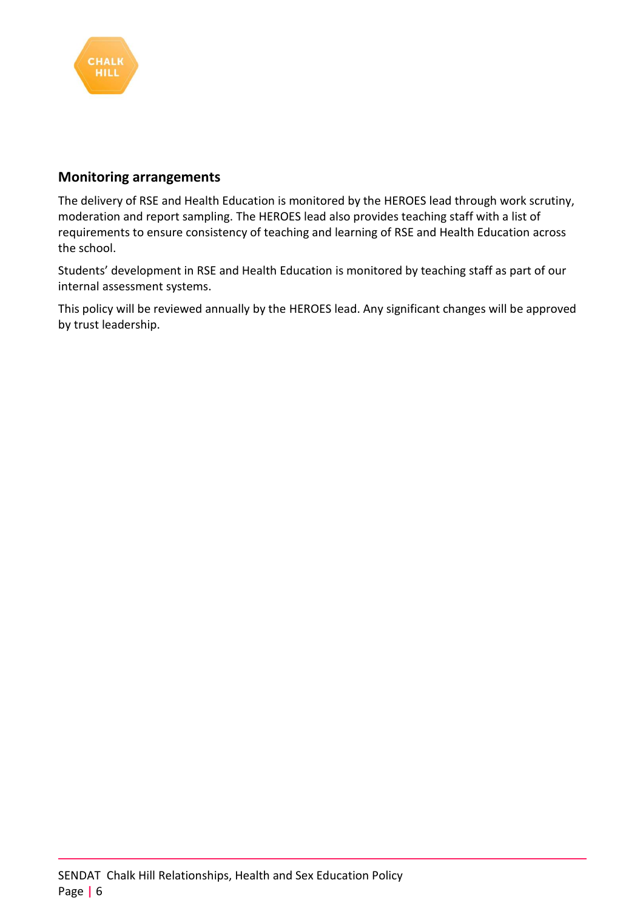## Monitoring arrangements

The delivery of RSE and Health Education is monitored by the HEROES lead through work scrutiny, moderation and report sampling. The HEROES lead also provides teaching staff with a list of requirements to ensure consistency of teaching and learning of RSE and Health Education across the school.

Students' development in RSE and Health Education is monitored by teaching staff as part of our internal assessment systems.

This policy will be reviewed annually by the HEROES lead. Any significant changes will be approved by trust leadership.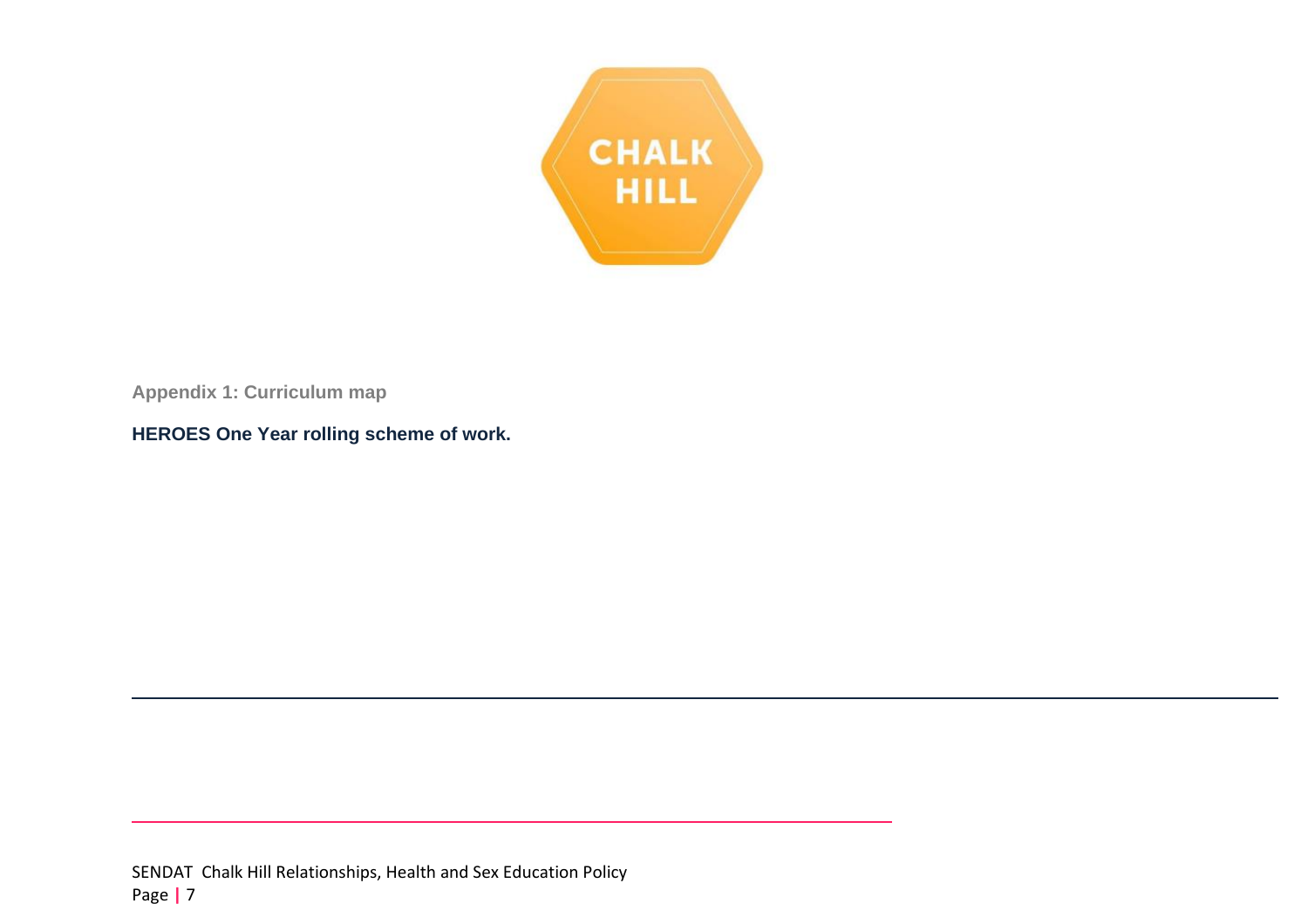Appendix 1: Curriculum map

**HEROES One Year rolling scheme of work.**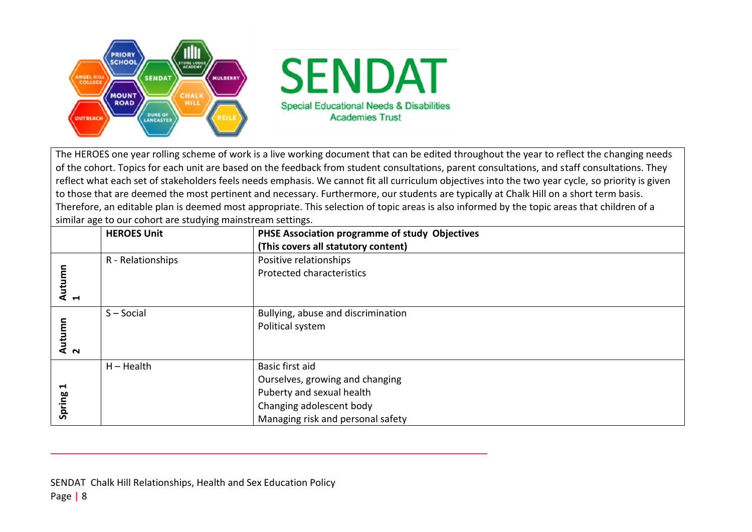The HEROES one year rolling scheme of work is a live working document that can be edited throughout the year to reflect the changing needs of the cohort. Topics for each unit are based on the feedback from student consultations, parent consultations, and staff consultations. They reflect what each set of stakeholders feels needs emphasis. We cannot fit all curriculum objectives into the two year cycle, so priority is given to those that are deemed the most pertinent and necessary. Furthermore, our students are typically at Chalk Hill on a short term basis. Therefore, an editable plan is deemed most appropriate. This selection of topic areas is also informed by the topic areas that children of a similar age to our cohort are studying mainstream settings.

| | **HEROES Unit** | **PHSE Association programme of study Objectives (This covers all statutory content)** |
|---|---|---|
| **Autumn 1** | R - Relationships | Positive relationships<br>Protected characteristics |
| **Autumn 2** | S – Social | Bullying, abuse and discrimination<br>Political system |
| **Spring 1** | H – Health | Basic first aid<br>Ourselves, growing and changing<br>Puberty and sexual health<br>Changing adolescent body<br>Managing risk and personal safety |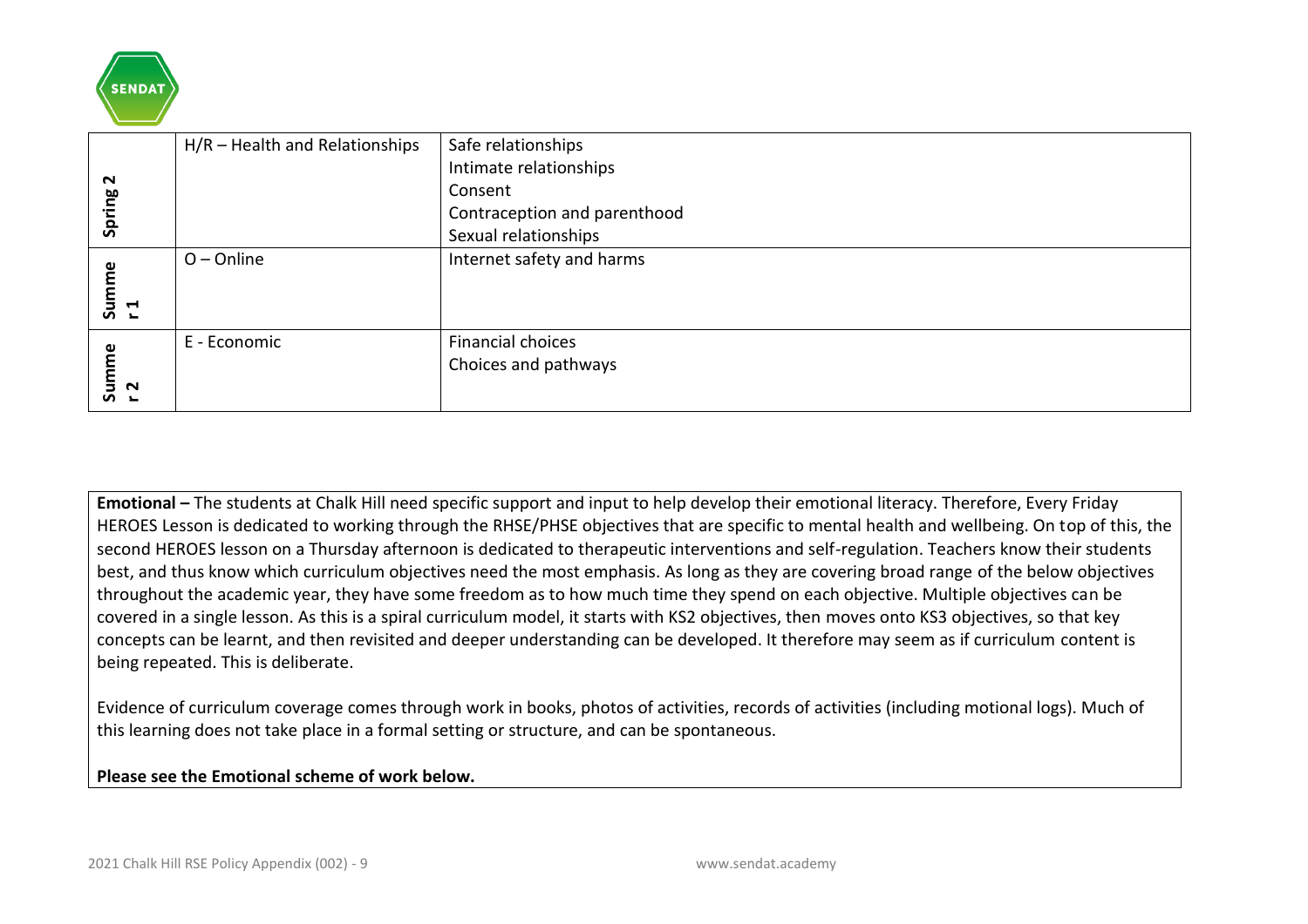| | | |
|---|---|---|
| Spring 2 | H/R – Health and Relationships | Safe relationships<br>Intimate relationships<br>Consent<br>Contraception and parenthood<br>Sexual relationships |
| Summer 1 | O – Online | Internet safety and harms |
| Summer 2 | E - Economic | Financial choices<br>Choices and pathways |

**Emotional –** The students at Chalk Hill need specific support and input to help develop their emotional literacy. Therefore, Every Friday HEROES Lesson is dedicated to working through the RHSE/PHSE objectives that are specific to mental health and wellbeing. On top of this, the second HEROES lesson on a Thursday afternoon is dedicated to therapeutic interventions and self-regulation. Teachers know their students best, and thus know which curriculum objectives need the most emphasis. As long as they are covering broad range of the below objectives throughout the academic year, they have some freedom as to how much time they spend on each objective. Multiple objectives can be covered in a single lesson. As this is a spiral curriculum model, it starts with KS2 objectives, then moves onto KS3 objectives, so that key concepts can be learnt, and then revisited and deeper understanding can be developed. It therefore may seem as if curriculum content is being repeated. This is deliberate.

Evidence of curriculum coverage comes through work in books, photos of activities, records of activities (including motional logs). Much of this learning does not take place in a formal setting or structure, and can be spontaneous.

**Please see the Emotional scheme of work below.**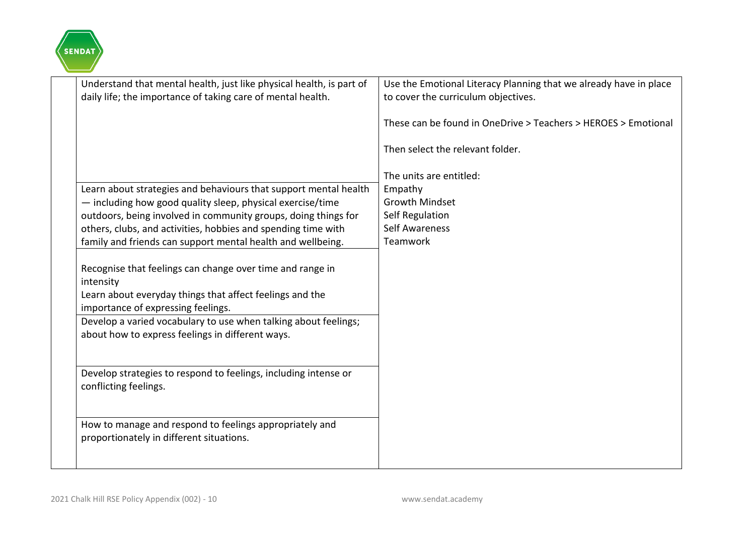| | | |
|---|---|---|
| | Understand that mental health, just like physical health, is part of daily life; the importance of taking care of mental health. | Use the Emotional Literacy Planning that we already have in place to cover the curriculum objectives.<br><br>These can be found in OneDrive > Teachers > HEROES > Emotional<br><br>Then select the relevant folder.<br><br>The units are entitled:<br>Empathy<br>Growth Mindset<br>Self Regulation<br>Self Awareness<br>Teamwork |
| | Learn about strategies and behaviours that support mental health — including how good quality sleep, physical exercise/time outdoors, being involved in community groups, doing things for others, clubs, and activities, hobbies and spending time with family and friends can support mental health and wellbeing. | |
| | Recognise that feelings can change over time and range in intensity<br>Learn about everyday things that affect feelings and the importance of expressing feelings. | |
| | Develop a varied vocabulary to use when talking about feelings; about how to express feelings in different ways. | |
| | Develop strategies to respond to feelings, including intense or conflicting feelings. | |
| | How to manage and respond to feelings appropriately and proportionately in different situations. | |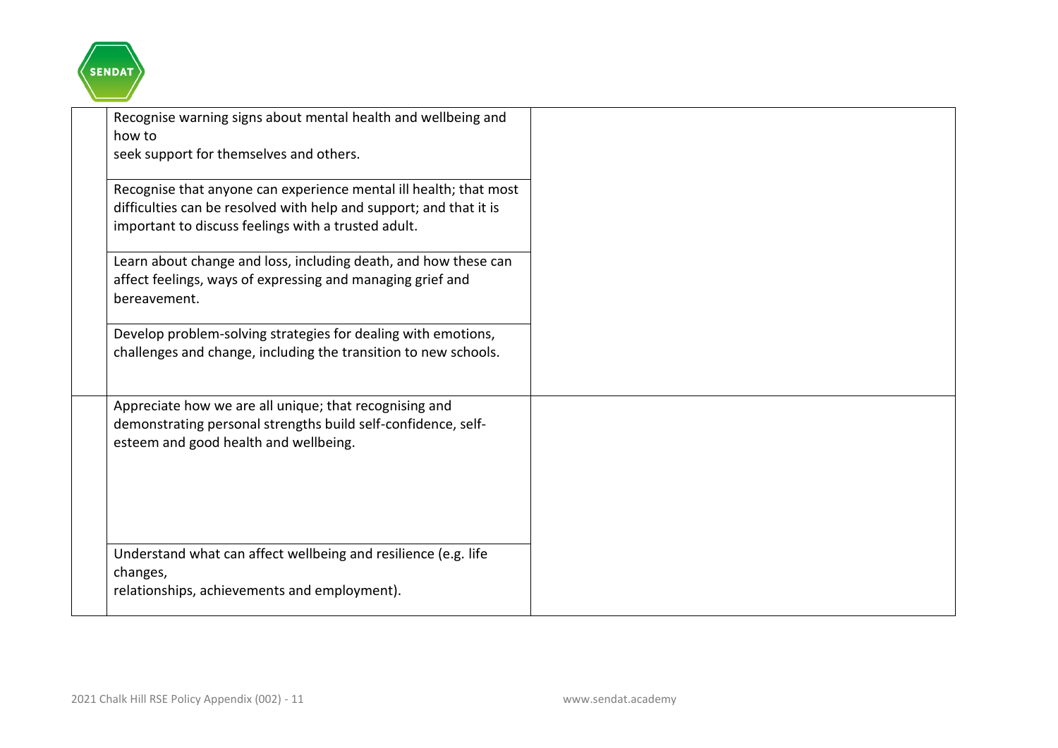| | | |
|---|---|---|
| | Recognise warning signs about mental health and wellbeing and how to seek support for themselves and others. | |
| | Recognise that anyone can experience mental ill health; that most difficulties can be resolved with help and support; and that it is important to discuss feelings with a trusted adult. | |
| | Learn about change and loss, including death, and how these can affect feelings, ways of expressing and managing grief and bereavement. | |
| | Develop problem-solving strategies for dealing with emotions, challenges and change, including the transition to new schools. | |
| | Appreciate how we are all unique; that recognising and demonstrating personal strengths build self-confidence, self-esteem and good health and wellbeing. | |
| | Understand what can affect wellbeing and resilience (e.g. life changes, relationships, achievements and employment). | |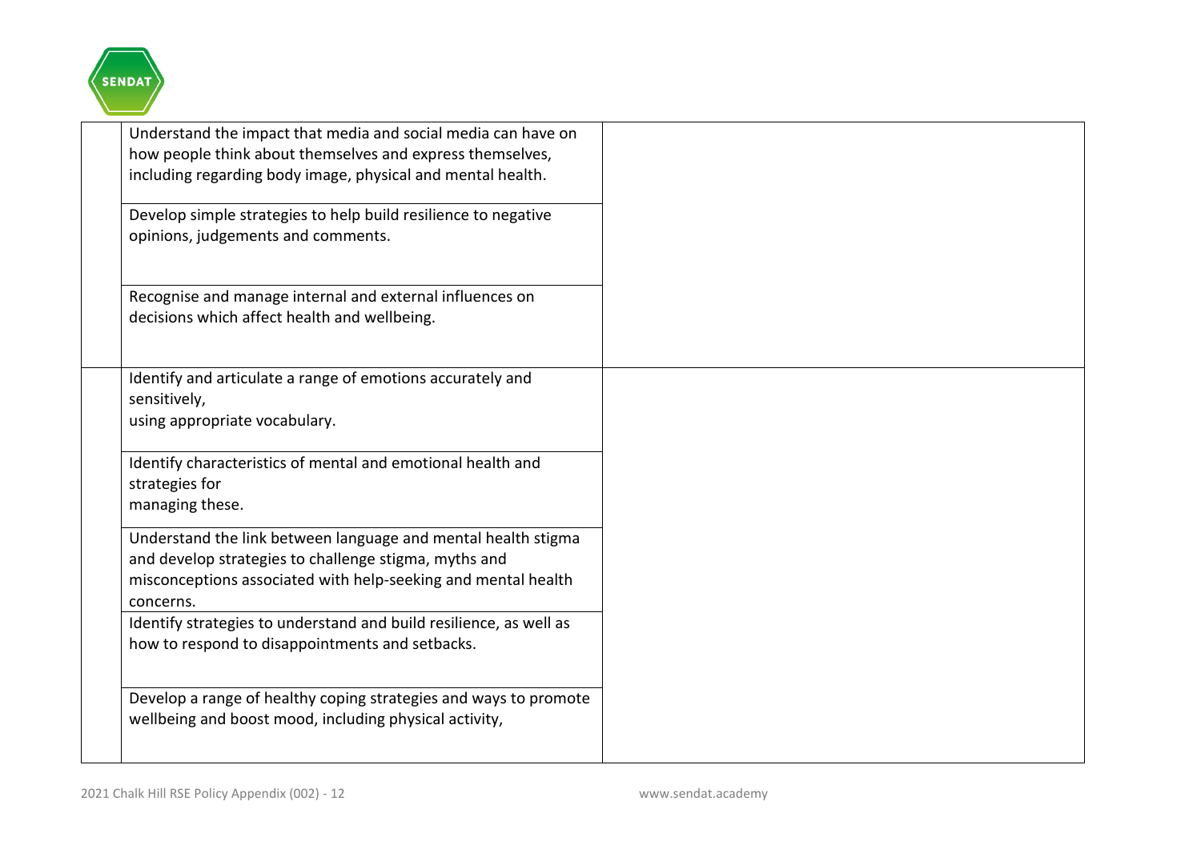| | | |
|---|---|---|
| | Understand the impact that media and social media can have on how people think about themselves and express themselves, including regarding body image, physical and mental health. | |
| | Develop simple strategies to help build resilience to negative opinions, judgements and comments. | |
| | Recognise and manage internal and external influences on decisions which affect health and wellbeing. | |
| | Identify and articulate a range of emotions accurately and sensitively, using appropriate vocabulary. | |
| | Identify characteristics of mental and emotional health and strategies for managing these. | |
| | Understand the link between language and mental health stigma and develop strategies to challenge stigma, myths and misconceptions associated with help-seeking and mental health concerns. | |
| | Identify strategies to understand and build resilience, as well as how to respond to disappointments and setbacks. | |
| | Develop a range of healthy coping strategies and ways to promote wellbeing and boost mood, including physical activity, | |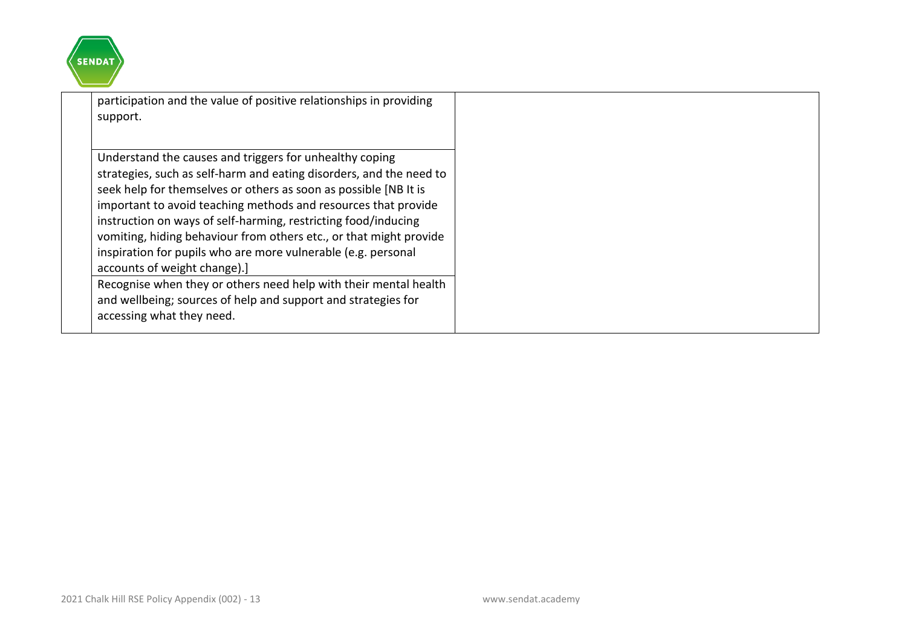| | | |
|---|---|---|
| | participation and the value of positive relationships in providing support. | |
| | Understand the causes and triggers for unhealthy coping strategies, such as self-harm and eating disorders, and the need to seek help for themselves or others as soon as possible [NB It is important to avoid teaching methods and resources that provide instruction on ways of self-harming, restricting food/inducing vomiting, hiding behaviour from others etc., or that might provide inspiration for pupils who are more vulnerable (e.g. personal accounts of weight change).] | |
| | Recognise when they or others need help with their mental health and wellbeing; sources of help and support and strategies for accessing what they need. | |